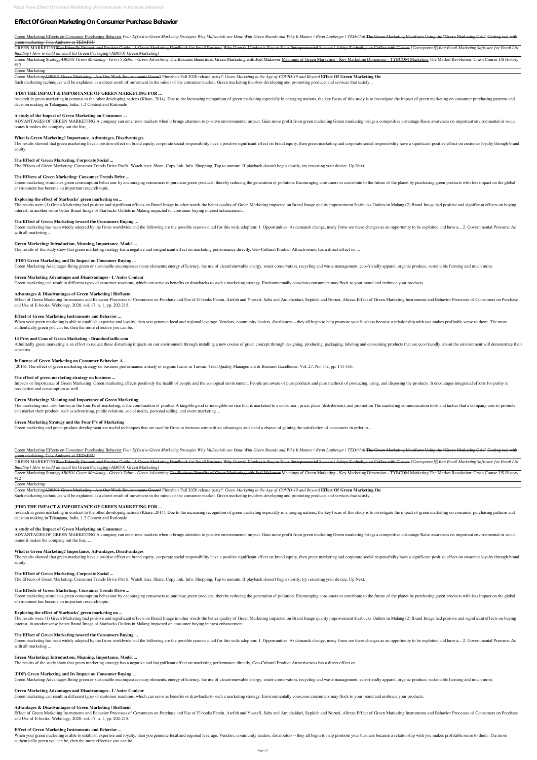# Effect Of Green Marketing On Consumer Purchase Behavior

Green Marketing Effects on Consumer Purchasing Behavior *Four Effective Green Marketing Strategies Why Millennials are Done With Green Brands and Why It Matters | Ryan Lupberger | TEDxVail* ~~The Green Marketing Manifesto Using the "Green Marketing Grid" Getting real with green marketing: Tina Andrews at TEDxFSU~~

GREEN MARKETING~~Eco Friendly Promotional Product Guide - A Green Marketing Handbook for Small Business Why Growth Mindset is Key to Your Entrepreneurial Success | Aditya Kothadiya on Coffee with Closers~~ *[Getresponse] Best Email Marketing Software for Email List Building | How to build an email list* Green Packaging (AB0501 Green Marketing)

Green Marketing Strategy*AB0501 Green Marketing - Grevy's Zebra - Green Advertising* ~~The Business Benefits of Green Marketing with Joel Makower~~ Meanings of Green Marketing - Key Marketing Dimension - TYBCOM Marketing The Market Revolution: Crash Course US History #12

Green Marketing

Green Marketing~~AB0501 Green Marketing - Are Our Work Environments Green?~~ Finnabair Fall 2020 release party!! *Green Marketing in the Age of COVID-19 and Beyond* **Effect Of Green Marketing On**

Such marketing techniques will be explained as a direct result of movement in the minds of the consumer market. Green marketing involves developing and promoting products and services that satisfy...

### (PDF) THE IMPACT & IMPORTANCE OF GREEN MARKETING FOR ...

research in green marketing in contrast to the other developing nations (Khare, 2014). Due to the increasing recognition of green marketing especially in emerging nations, the key focus of this study is to investigate the impact of green marketing on consumer purchasing patterns and decision making in Telangana, India. 1.2 Context and Rationale

### A study of the Impact of Green Marketing on Consumer ...

ADVANTAGES OF GREEN MARKETING A company can enter new markets when it brings attention to positive environmental impact. Gain more profit from green marketing Green marketing brings a competitive advantage Raise awareness on important environmental or social issues it makes the company out the line, ...

### What is Green Marketing? Importance, Advantages, Disadvantages

The results showed that green marketing have a positive effect on brand equity, corporate social responsibility have a positive significant effect on brand equity, then green marketing and corporate social responsibility have a significant positive effect on customer loyalty through brand equity.

### The Effect of Green Marketing, Corporate Social ...

The Effects of Green Marketing: Consumer Trends Drive Profit. Watch later. Share. Copy link. Info. Shopping. Tap to unmute. If playback doesn't begin shortly, try restarting your device. Up Next.

### The Effects of Green Marketing: Consumer Trends Drive ...

Green marketing stimulates green consumption behaviour by encouraging consumers to purchase green products, thereby reducing the generation of pollution. Encouraging consumers to contribute to the future of the planet by purchasing green products with less impact on the global environment has become an important research topic.

### Exploring the effect of Starbucks' green marketing on ...

The results were (1) Green Marketing had positive and significant effects on Brand Image in other words the better quality of Green Marketing impacted on Brand Image quality improvement Starbucks Outlets in Malang (2) Brand Image had positive and significant effects on buying interest, in another sense better Brand Image of Starbucks Outlets in Malang impacted on consumer buying interest enhancement.

### The Effect of Green Marketing toward the Consumers Buying ...

Green marketing has been widely adopted by the firms worldwide and the following are the possible reasons cited for this wide adoption: 1. Opportunities: As demands change, many firms see these changes as an opportunity to be exploited and have a... 2. Governmental Pressure: As with all marketing ...

### Green Marketing: Introduction, Meaning, Importance, Model ...

The results of the study show that green marketing strategy has a negative and insignificant effect on marketing performance directly, Geo-Cultural Product Attractiveness has a direct effect on ...

### (PDF) Green Marketing and Its Impact on Consumer Buying ...

Green Marketing Advantages Being green or sustainable encompasses many elements; energy efficiency, the use of clean/renewable energy, water conservation, recycling and waste management, eco-friendly apparel, organic produce, sustainable farming and much more.

### Green Marketing Advantages and Disadvantages - L'Autre Couleur

Green marketing can result in different types of customer reactions, which can serve as benefits or drawbacks to such a marketing strategy. Environmentally conscious consumers may flock to your brand and embrace your products.

### Advantages & Disadvantages of Green Marketing | Bizfluent

Effect of Green Marketing Instruments and Behavior Processes of Consumers on Purchase and Use of E-books Farzin, Atefeh and Yousefi, Saba and Amieheidari, Sepideh and Noruzi, Alireza Effect of Green Marketing Instruments and Behavior Processes of Consumers on Purchase and Use of E-books. Webology, 2020, vol. 17, n. 1, pp. 202-215.

### Effect of Green Marketing Instruments and Behavior ...

When your green marketing is able to establish expertise and loyalty, then you generate local and regional leverage. Vendors, community leaders, distributors – they all begin to help promote your business because a relationship with you makes profitable sense to them. The more authentically green you can be, then the more effective you can be.

### 14 Pros and Cons of Green Marketing - BrandonGaille.com

Admittedly green marketing is an effort to reduce these disturbing impacts on our environment through installing a new course of green concept through designing, producing, packaging, labeling and consuming products that are eco-friendly. about the environment will demonstrate their concerns

### Influence of Green Marketing on Consumer Behavior: A ...

(2016). The effect of green marketing strategy on business performance: a study of organic farms in Taiwan. Total Quality Management & Business Excellence: Vol. 27, No. 1-2, pp. 141-156.

### The effect of green marketing strategy on business ...

Impacts or Importance of Green Marketing: Green marketing affects positively the health of people and the ecological environment. People are aware of pure products and pure methods of producing, using, and disposing the products. It encourages integrated efforts for purity in production and consumption as well.

### Green Marketing: Meaning and Importance of Green Marketing

The marketing mix, also known as the four Ps of marketing, is the combination of product A tangible good or intangible service that is marketed to a consumer., price, place (distribution), and promotion The marketing communication tools and tactics that a company uses to promote and market their product, such as advertising, public relations, social media, personal selling, and event marketing ...

### Green Marketing Strategy and the Four P's of Marketing

Green marketing and green product development are useful techniques that are used by firms to increase competitive advantages and stand a chance of gaining the satisfaction of consumers in order to...

Green Marketing Effects on Consumer Purchasing Behavior *Four Effective Green Marketing Strategies Why Millennials are Done With Green Brands and Why It Matters | Ryan Lupberger | TEDxVail* ~~The Green Marketing Manifesto Using the "Green Marketing Grid" Getting real with green marketing: Tina Andrews at TEDxFSU~~

GREEN MARKETING~~Eco Friendly Promotional Product Guide - A Green Marketing Handbook for Small Business Why Growth Mindset is Key to Your Entrepreneurial Success | Aditya Kothadiya on Coffee with Closers~~ *[Getresponse] Best Email Marketing Software for Email List Building | How to build an email list* Green Packaging (AB0501 Green Marketing)

Green Marketing Strategy*AB0501 Green Marketing - Grevy's Zebra - Green Advertising* ~~The Business Benefits of Green Marketing with Joel Makower~~ Meanings of Green Marketing - Key Marketing Dimension - TYBCOM Marketing The Market Revolution: Crash Course US History #12

Green Marketing

Green Marketing~~AB0501 Green Marketing - Are Our Work Environments Green?~~ Finnabair Fall 2020 release party!! *Green Marketing in the Age of COVID-19 and Beyond* **Effect Of Green Marketing On**

Such marketing techniques will be explained as a direct result of movement in the minds of the consumer market. Green marketing involves developing and promoting products and services that satisfy...

### (PDF) THE IMPACT & IMPORTANCE OF GREEN MARKETING FOR ...

research in green marketing in contrast to the other developing nations (Khare, 2014). Due to the increasing recognition of green marketing especially in emerging nations, the key focus of this study is to investigate the impact of green marketing on consumer purchasing patterns and decision making in Telangana, India. 1.2 Context and Rationale

### A study of the Impact of Green Marketing on Consumer ...

ADVANTAGES OF GREEN MARKETING A company can enter new markets when it brings attention to positive environmental impact. Gain more profit from green marketing Green marketing brings a competitive advantage Raise awareness on important environmental or social issues it makes the company out the line, ...

### What is Green Marketing? Importance, Advantages, Disadvantages

The results showed that green marketing have a positive effect on brand equity, corporate social responsibility have a positive significant effect on brand equity, then green marketing and corporate social responsibility have a significant positive effect on customer loyalty through brand equity.

### The Effect of Green Marketing, Corporate Social ...

The Effects of Green Marketing: Consumer Trends Drive Profit. Watch later. Share. Copy link. Info. Shopping. Tap to unmute. If playback doesn't begin shortly, try restarting your device. Up Next.

### The Effects of Green Marketing: Consumer Trends Drive ...

Green marketing stimulates green consumption behaviour by encouraging consumers to purchase green products, thereby reducing the generation of pollution. Encouraging consumers to contribute to the future of the planet by purchasing green products with less impact on the global environment has become an important research topic.

### Exploring the effect of Starbucks' green marketing on ...

The results were (1) Green Marketing had positive and significant effects on Brand Image in other words the better quality of Green Marketing impacted on Brand Image quality improvement Starbucks Outlets in Malang (2) Brand Image had positive and significant effects on buying interest, in another sense better Brand Image of Starbucks Outlets in Malang impacted on consumer buying interest enhancement.

### The Effect of Green Marketing toward the Consumers Buying ...

Green marketing has been widely adopted by the firms worldwide and the following are the possible reasons cited for this wide adoption: 1. Opportunities: As demands change, many firms see these changes as an opportunity to be exploited and have a... 2. Governmental Pressure: As with all marketing ...

### Green Marketing: Introduction, Meaning, Importance, Model ...

The results of the study show that green marketing strategy has a negative and insignificant effect on marketing performance directly, Geo-Cultural Product Attractiveness has a direct effect on ...

### (PDF) Green Marketing and Its Impact on Consumer Buying ...

Green Marketing Advantages Being green or sustainable encompasses many elements; energy efficiency, the use of clean/renewable energy, water conservation, recycling and waste management, eco-friendly apparel, organic produce, sustainable farming and much more.

### Green Marketing Advantages and Disadvantages - L'Autre Couleur

Green marketing can result in different types of customer reactions, which can serve as benefits or drawbacks to such a marketing strategy. Environmentally conscious consumers may flock to your brand and embrace your products.

### Advantages & Disadvantages of Green Marketing | Bizfluent

Effect of Green Marketing Instruments and Behavior Processes of Consumers on Purchase and Use of E-books Farzin, Atefeh and Yousefi, Saba and Amieheidari, Sepideh and Noruzi, Alireza Effect of Green Marketing Instruments and Behavior Processes of Consumers on Purchase and Use of E-books. Webology, 2020, vol. 17, n. 1, pp. 202-215.

### Effect of Green Marketing Instruments and Behavior ...

When your green marketing is able to establish expertise and loyalty, then you generate local and regional leverage. Vendors, community leaders, distributors – they all begin to help promote your business because a relationship with you makes profitable sense to them. The more authentically green you can be, then the more effective you can be.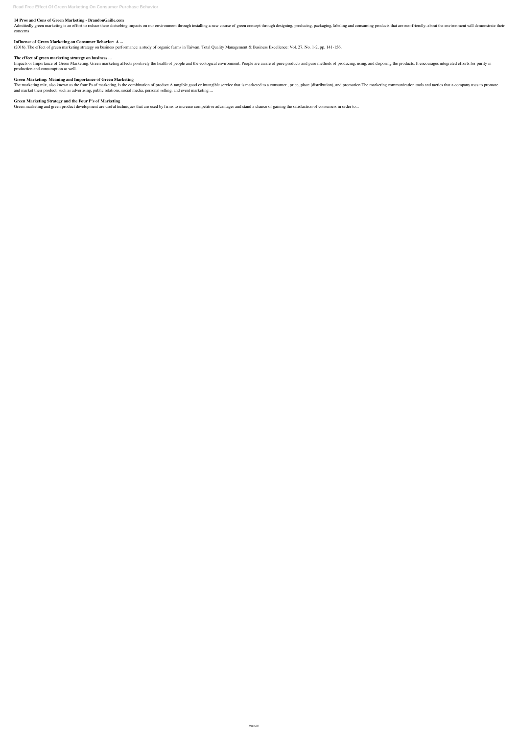### 14 Pros and Cons of Green Marketing - BrandonGaille.com

Admittedly green marketing is an effort to reduce these disturbing impacts on our environment through installing a new course of green concept through designing, producing, packaging, labeling and consuming products that are eco-friendly. about the environment will demonstrate their concerns

### Influence of Green Marketing on Consumer Behavior: A ...

(2016). The effect of green marketing strategy on business performance: a study of organic farms in Taiwan. Total Quality Management & Business Excellence: Vol. 27, No. 1-2, pp. 141-156.

### The effect of green marketing strategy on business ...

Impacts or Importance of Green Marketing: Green marketing affects positively the health of people and the ecological environment. People are aware of pure products and pure methods of producing, using, and disposing the products. It encourages integrated efforts for purity in production and consumption as well.

### Green Marketing: Meaning and Importance of Green Marketing

The marketing mix, also known as the four Ps of marketing, is the combination of product A tangible good or intangible service that is marketed to a consumer., price, place (distribution), and promotion The marketing communication tools and tactics that a company uses to promote and market their product, such as advertising, public relations, social media, personal selling, and event marketing ...

### Green Marketing Strategy and the Four P's of Marketing

Green marketing and green product development are useful techniques that are used by firms to increase competitive advantages and stand a chance of gaining the satisfaction of consumers in order to...